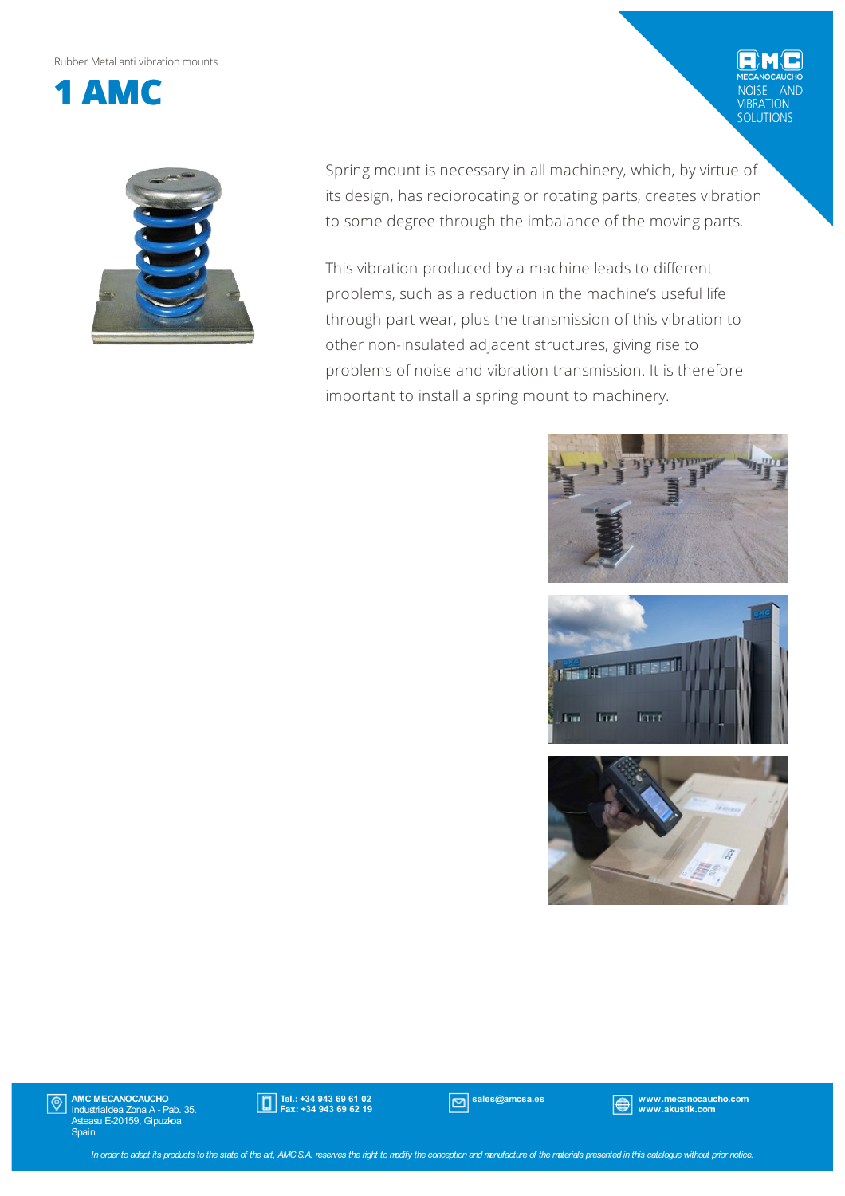Rubber Metal anti vibration mounts

# 1 AMC

Spring mount is necessary in all machinery, which, by virtue of its design, has reciprocating or rotating parts, creates vibration to some degree through the imbalance of the moving parts.

This vibration produced by a machine leads to different problems, such as a reduction in the machine's useful life through part wear, plus the transmission of this vibration to other non-insulated adjacent structures, giving rise to problems of noise and vibration transmission. It is therefore important to install a spring mount to machinery.

**AMC MECANOCAUCHO**
Industrialdea Zona A - Pab. 35.
Asteasu E-20159, Gipuzkoa
Spain

**Tel.: +34 943 69 61 02**
**Fax: +34 943 69 62 19**

**sales@amcsa.es**

**www.mecanocaucho.com**
**www.akustik.com**

*In order to adapt its products to the state of the art, AMC S.A. reserves the right to modify the conception and manufacture of the materials presented in this catalogue without prior notice.*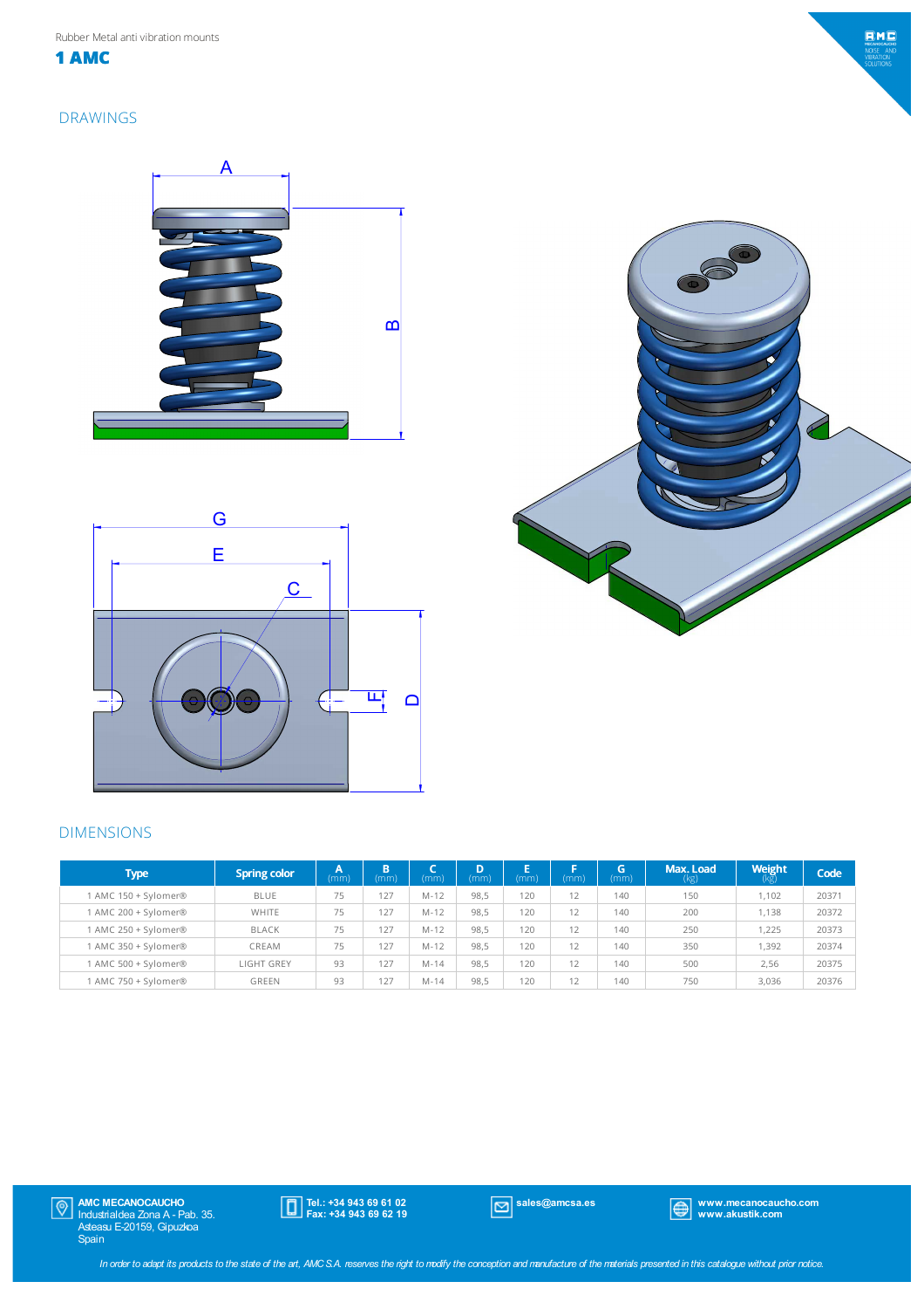Rubber Metal anti vibration mounts

# 1 AMC

## DRAWINGS

## DIMENSIONS

| Type | Spring color | A (mm) | B (mm) | C (mm) | D (mm) | E (mm) | F (mm) | G (mm) | Max. Load (kg) | Weight (kg) | Code |
|---|---|---|---|---|---|---|---|---|---|---|---|
| 1 AMC 150 + Sylomer® | BLUE | 75 | 127 | M-12 | 98,5 | 120 | 12 | 140 | 150 | 1,102 | 20371 |
| 1 AMC 200 + Sylomer® | WHITE | 75 | 127 | M-12 | 98,5 | 120 | 12 | 140 | 200 | 1,138 | 20372 |
| 1 AMC 250 + Sylomer® | BLACK | 75 | 127 | M-12 | 98,5 | 120 | 12 | 140 | 250 | 1,225 | 20373 |
| 1 AMC 350 + Sylomer® | CREAM | 75 | 127 | M-12 | 98,5 | 120 | 12 | 140 | 350 | 1,392 | 20374 |
| 1 AMC 500 + Sylomer® | LIGHT GREY | 93 | 127 | M-14 | 98,5 | 120 | 12 | 140 | 500 | 2,56 | 20375 |
| 1 AMC 750 + Sylomer® | GREEN | 93 | 127 | M-14 | 98,5 | 120 | 12 | 140 | 750 | 3,036 | 20376 |

**AMC MECANOCAUCHO**
Industrialdea Zona A - Pab. 35.
Asteasu E-20159, Gipuzkoa
Spain

**Tel.: +34 943 69 61 02**
**Fax: +34 943 69 62 19**

**sales@amcsa.es**

**www.mecanocaucho.com**
**www.akustik.com**

*In order to adapt its products to the state of the art, AMC S.A. reserves the right to modify the conception and manufacture of the materials presented in this catalogue without prior notice.*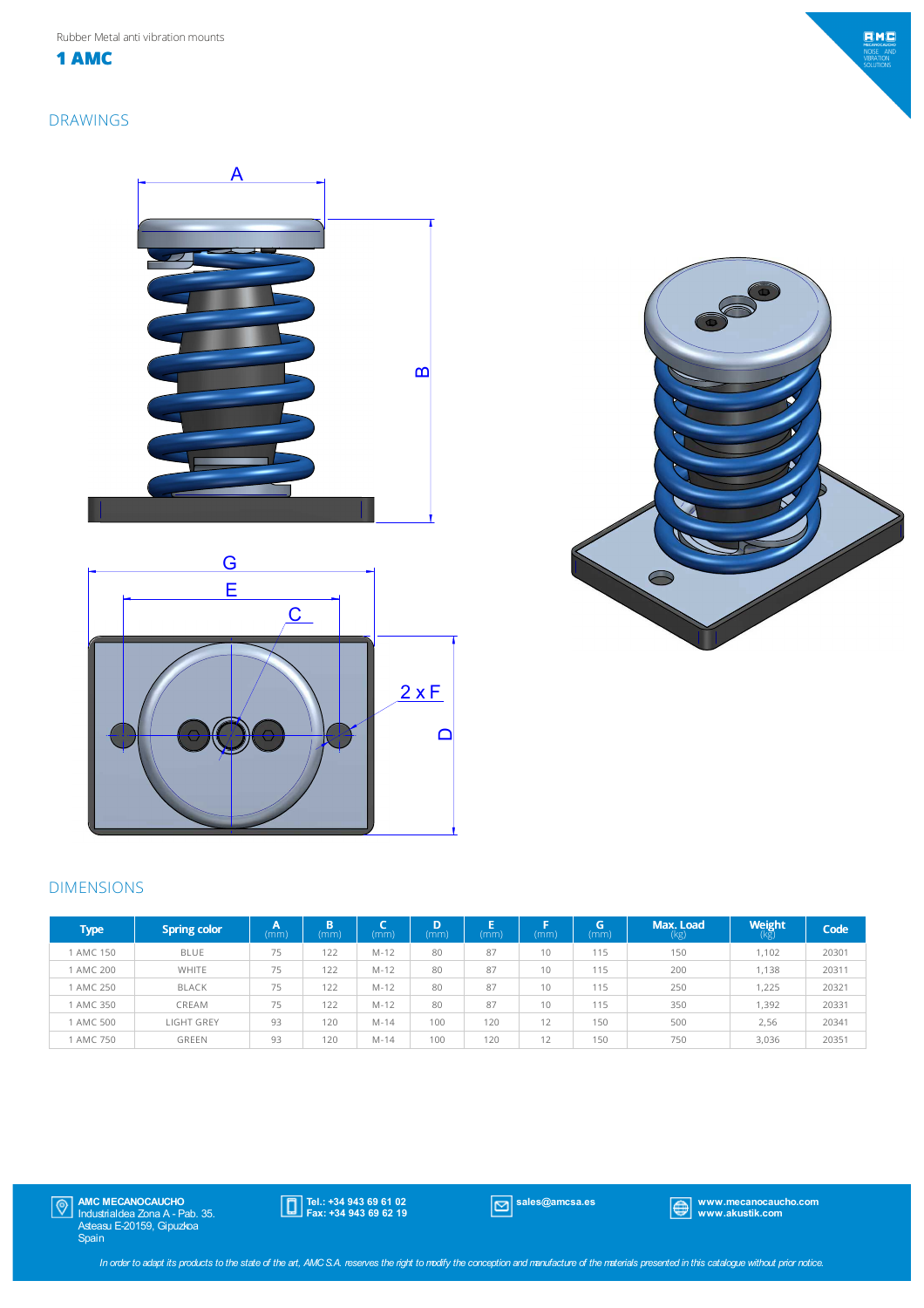Rubber Metal anti vibration mounts

# 1 AMC

## DRAWINGS

A

B

G

E

C

2 x F

D

## DIMENSIONS

| Type | Spring color | A (mm) | B (mm) | C (mm) | D (mm) | E (mm) | F (mm) | G (mm) | Max. Load (kg) | Weight (kg) | Code |
|---|---|---|---|---|---|---|---|---|---|---|---|
| 1 AMC 150 | BLUE | 75 | 122 | M-12 | 80 | 87 | 10 | 115 | 150 | 1,102 | 20301 |
| 1 AMC 200 | WHITE | 75 | 122 | M-12 | 80 | 87 | 10 | 115 | 200 | 1,138 | 20311 |
| 1 AMC 250 | BLACK | 75 | 122 | M-12 | 80 | 87 | 10 | 115 | 250 | 1,225 | 20321 |
| 1 AMC 350 | CREAM | 75 | 122 | M-12 | 80 | 87 | 10 | 115 | 350 | 1,392 | 20331 |
| 1 AMC 500 | LIGHT GREY | 93 | 120 | M-14 | 100 | 120 | 12 | 150 | 500 | 2,56 | 20341 |
| 1 AMC 750 | GREEN | 93 | 120 | M-14 | 100 | 120 | 12 | 150 | 750 | 3,036 | 20351 |

**AMC MECANOCAUCHO**
Industrialdea Zona A - Pab. 35.
Asteasu E-20159, Gipuzkoa
Spain

**Tel.: +34 943 69 61 02**
**Fax: +34 943 69 62 19**

**sales@amcsa.es**

**www.mecanocaucho.com**
**www.akustik.com**

*In order to adapt its products to the state of the art, AMC S.A. reserves the right to modify the conception and manufacture of the materials presented in this catalogue without prior notice.*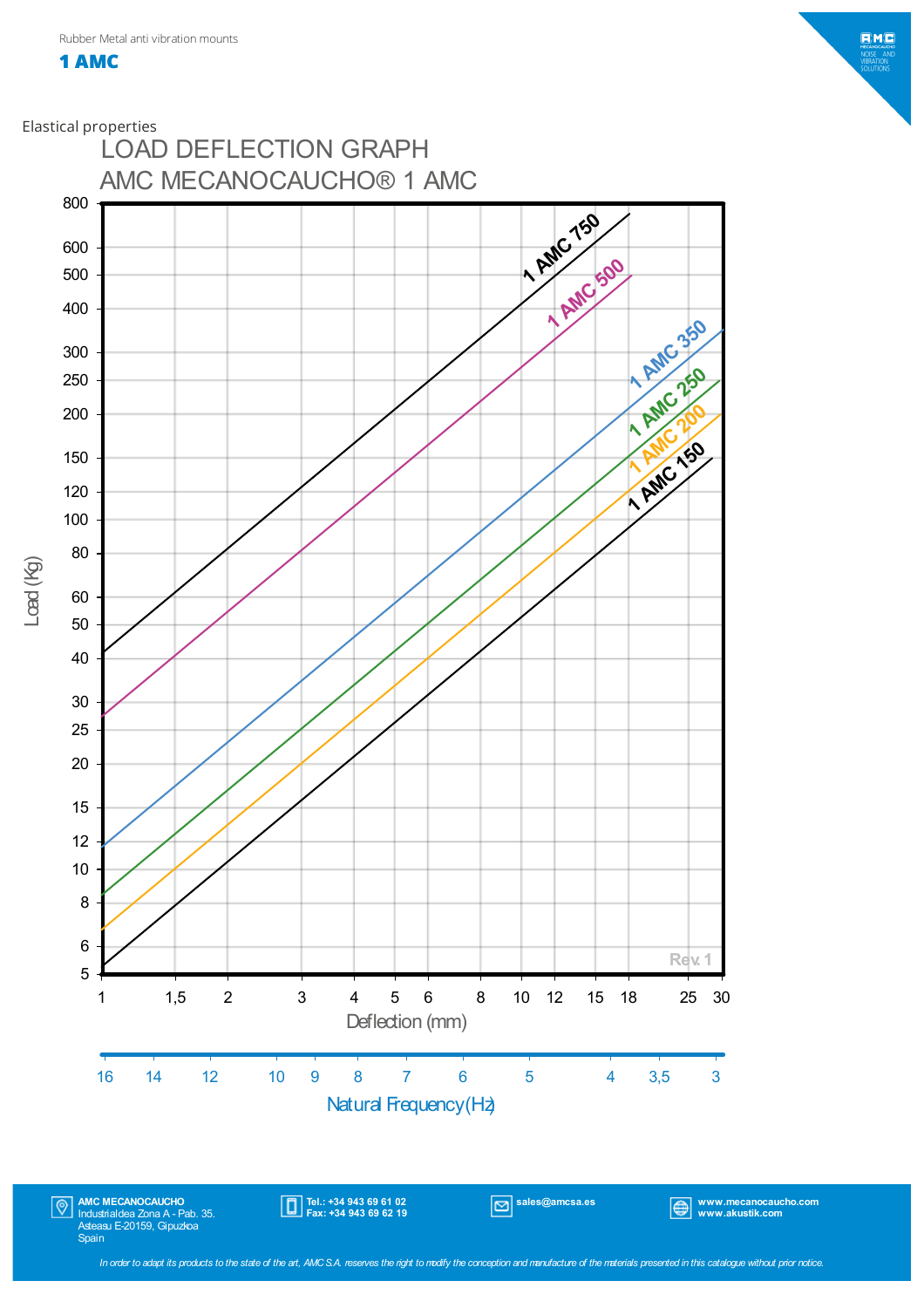Rubber Metal anti vibration mounts

**1 AMC**

Elastical properties

## LOAD DEFLECTION GRAPH

## AMC MECANOCAUCHO® 1 AMC

1 AMC 750
1 AMC 500
1 AMC 350
1 AMC 250
1 AMC 200
1 AMC 150

Load (Kg)

800
600
500
400
300
250
200
150
120
100
80
60
50
40
30
25
20
15
12
10
8
6
5

Rev. 1

1 1,5 2 3 4 5 6 8 10 12 15 18 25 30

Deflection (mm)

16 14 12 10 9 8 7 6 5 4 3,5 3

Natural Frequency (Hz)

**AMC MECANOCAUCHO**
Industrialdea Zona A - Pab. 35.
Asteasu E-20159, Gipuzkoa
Spain

**Tel.: +34 943 69 61 02**
**Fax: +34 943 69 62 19**

**sales@amcsa.es**

**www.mecanocaucho.com**
**www.akustik.com**

*In order to adapt its products to the state of the art, AMC S.A. reserves the right to modify the conception and manufacture of the materials presented in this catalogue without prior notice.*